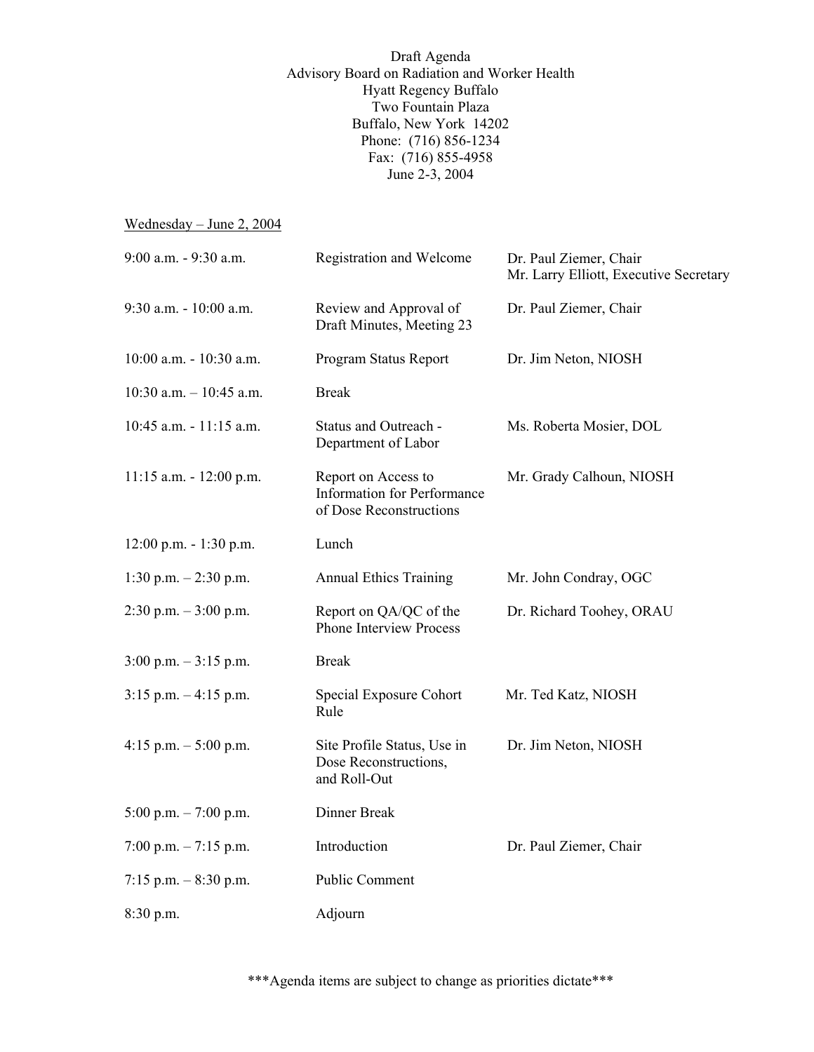Draft Agenda
Advisory Board on Radiation and Worker Health
Hyatt Regency Buffalo
Two Fountain Plaza
Buffalo, New York 14202
Phone: (716) 856-1234
Fax: (716) 855-4958
June 2-3, 2004

Wednesday – June 2, 2004

| | | |
|---|---|---|
| 9:00 a.m. - 9:30 a.m. | Registration and Welcome | Dr. Paul Ziemer, Chair<br>Mr. Larry Elliott, Executive Secretary |
| 9:30 a.m. - 10:00 a.m. | Review and Approval of Draft Minutes, Meeting 23 | Dr. Paul Ziemer, Chair |
| 10:00 a.m. - 10:30 a.m. | Program Status Report | Dr. Jim Neton, NIOSH |
| 10:30 a.m. – 10:45 a.m. | Break | |
| 10:45 a.m. - 11:15 a.m. | Status and Outreach - Department of Labor | Ms. Roberta Mosier, DOL |
| 11:15 a.m. - 12:00 p.m. | Report on Access to Information for Performance of Dose Reconstructions | Mr. Grady Calhoun, NIOSH |
| 12:00 p.m. - 1:30 p.m. | Lunch | |
| 1:30 p.m. – 2:30 p.m. | Annual Ethics Training | Mr. John Condray, OGC |
| 2:30 p.m. – 3:00 p.m. | Report on QA/QC of the Phone Interview Process | Dr. Richard Toohey, ORAU |
| 3:00 p.m. – 3:15 p.m. | Break | |
| 3:15 p.m. – 4:15 p.m. | Special Exposure Cohort Rule | Mr. Ted Katz, NIOSH |
| 4:15 p.m. – 5:00 p.m. | Site Profile Status, Use in Dose Reconstructions, and Roll-Out | Dr. Jim Neton, NIOSH |
| 5:00 p.m. – 7:00 p.m. | Dinner Break | |
| 7:00 p.m. – 7:15 p.m. | Introduction | Dr. Paul Ziemer, Chair |
| 7:15 p.m. – 8:30 p.m. | Public Comment | |
| 8:30 p.m. | Adjourn | |

***Agenda items are subject to change as priorities dictate***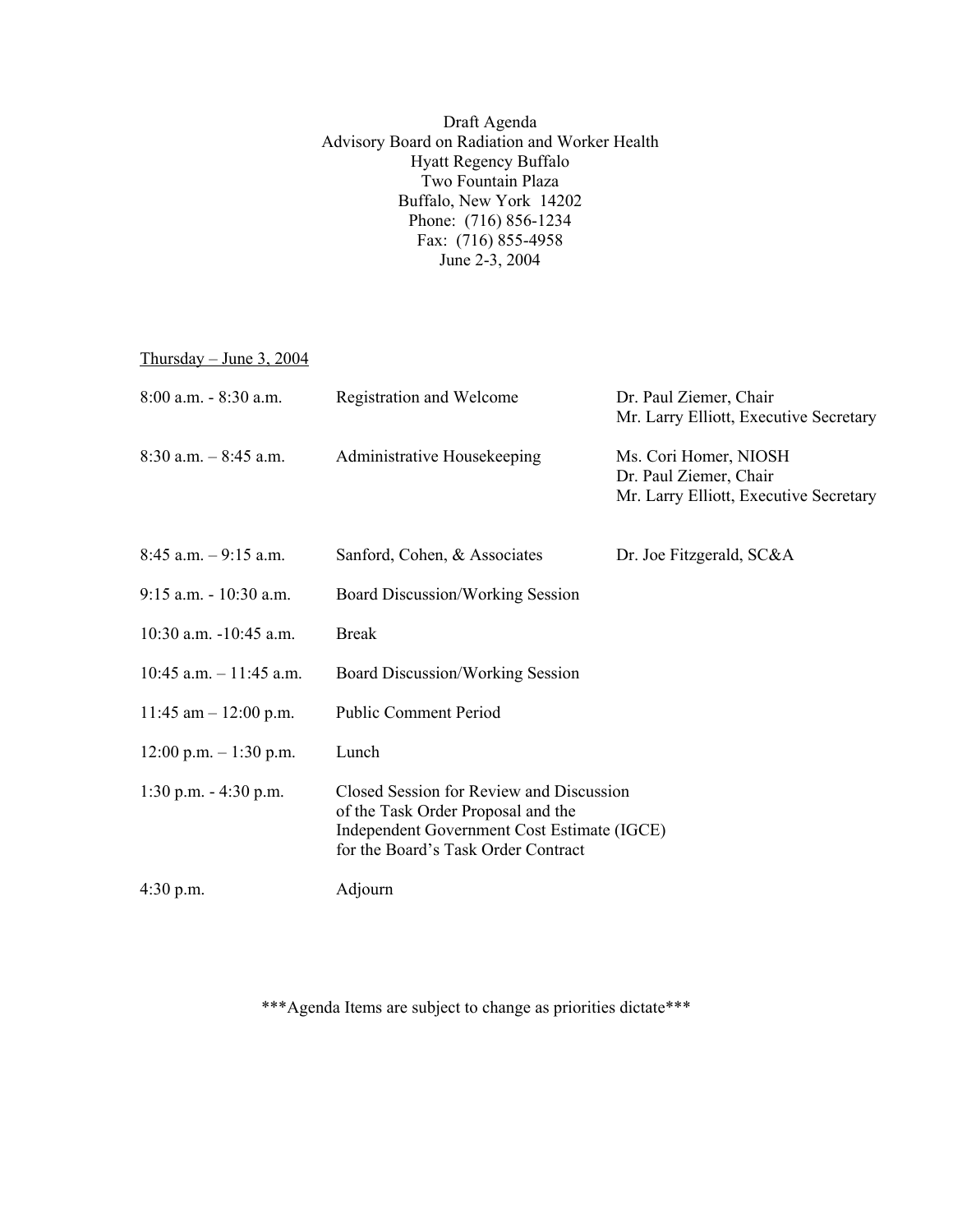Draft Agenda
Advisory Board on Radiation and Worker Health
Hyatt Regency Buffalo
Two Fountain Plaza
Buffalo, New York 14202
Phone: (716) 856-1234
Fax: (716) 855-4958
June 2-3, 2004

<u>Thursday – June 3, 2004</u>

| | | |
|---|---|---|
| 8:00 a.m. - 8:30 a.m. | Registration and Welcome | Dr. Paul Ziemer, Chair<br>Mr. Larry Elliott, Executive Secretary |
| 8:30 a.m. – 8:45 a.m. | Administrative Housekeeping | Ms. Cori Homer, NIOSH<br>Dr. Paul Ziemer, Chair<br>Mr. Larry Elliott, Executive Secretary |
| 8:45 a.m. – 9:15 a.m. | Sanford, Cohen, & Associates | Dr. Joe Fitzgerald, SC&A |
| 9:15 a.m. - 10:30 a.m. | Board Discussion/Working Session | |
| 10:30 a.m. -10:45 a.m. | Break | |
| 10:45 a.m. – 11:45 a.m. | Board Discussion/Working Session | |
| 11:45 am – 12:00 p.m. | Public Comment Period | |
| 12:00 p.m. – 1:30 p.m. | Lunch | |
| 1:30 p.m. - 4:30 p.m. | Closed Session for Review and Discussion of the Task Order Proposal and the Independent Government Cost Estimate (IGCE) for the Board's Task Order Contract | |
| 4:30 p.m. | Adjourn | |

***Agenda Items are subject to change as priorities dictate***